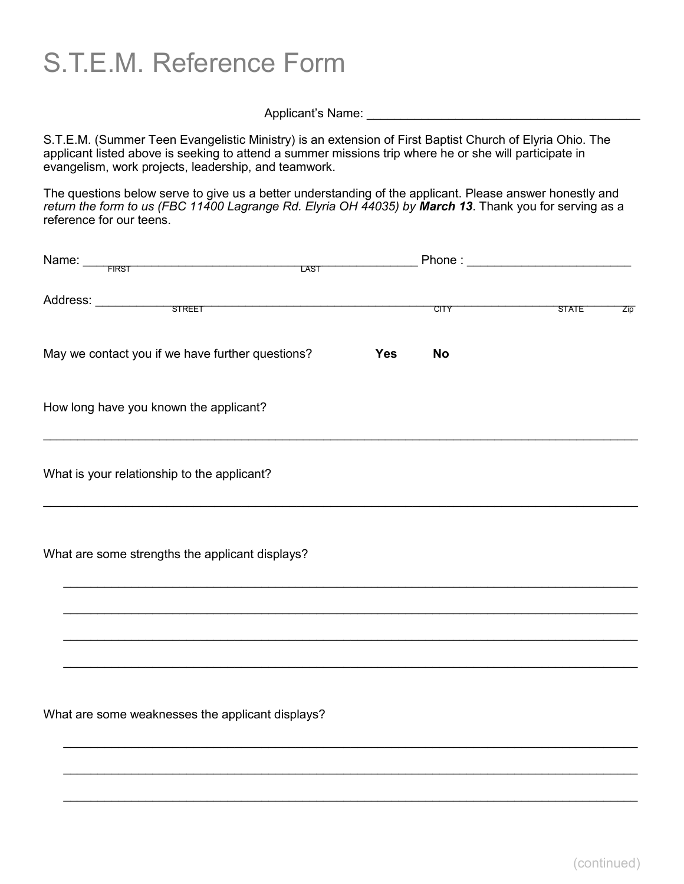# S.T.E.M. Reference Form

Applicant's Name: ________________________________________

S.T.E.M. (Summer Teen Evangelistic Ministry) is an extension of First Baptist Church of Elyria Ohio. The applicant listed above is seeking to attend a summer missions trip where he or she will participate in evangelism, work projects, leadership, and teamwork.

The questions below serve to give us a better understanding of the applicant. Please answer honestly and *return the form to us (FBC 11400 Lagrange Rd. Elyria OH 44035) by **March 13***. Thank you for serving as a reference for our teens.

Name: ________________________________________________ Phone : ________________________
FIRST LAST

Address: ________________________________________________________________________
STREET CITY STATE Zip

May we contact you if we have further questions? **Yes** **No**

How long have you known the applicant?

______________________________________________________________________________

What is your relationship to the applicant?

______________________________________________________________________________

What are some strengths the applicant displays?

______________________________________________________________________________

______________________________________________________________________________

______________________________________________________________________________

______________________________________________________________________________

What are some weaknesses the applicant displays?

______________________________________________________________________________

______________________________________________________________________________

______________________________________________________________________________

(continued)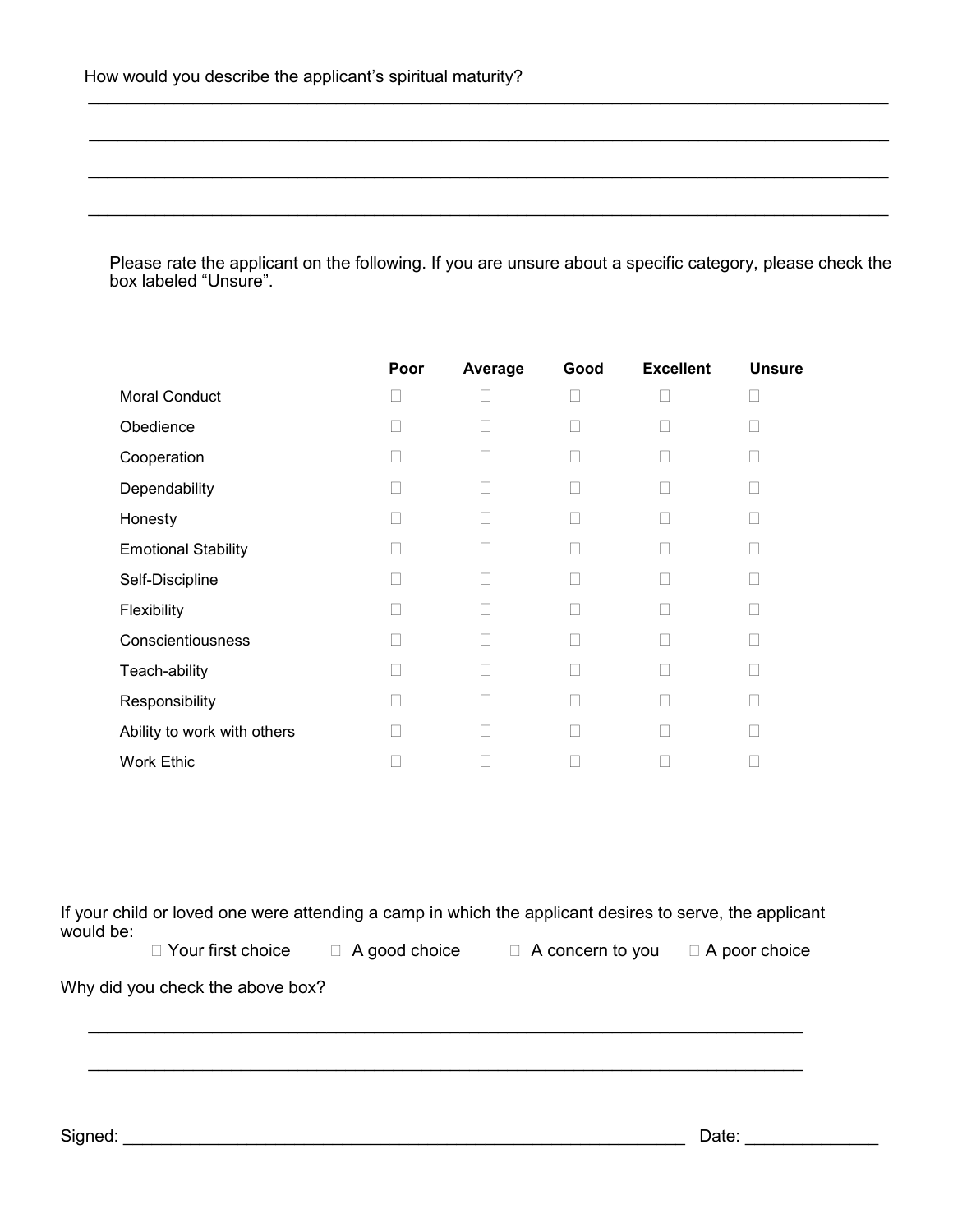How would you describe the applicant's spiritual maturity?

\_\_\_\_\_\_\_\_\_\_\_\_\_\_\_\_\_\_\_\_\_\_\_\_\_\_\_\_\_\_\_\_\_\_\_\_\_\_\_\_\_\_\_\_\_\_\_\_\_\_\_\_\_\_\_\_\_\_\_\_\_\_\_\_\_\_\_\_\_\_\_\_\_\_\_\_\_\_

\_\_\_\_\_\_\_\_\_\_\_\_\_\_\_\_\_\_\_\_\_\_\_\_\_\_\_\_\_\_\_\_\_\_\_\_\_\_\_\_\_\_\_\_\_\_\_\_\_\_\_\_\_\_\_\_\_\_\_\_\_\_\_\_\_\_\_\_\_\_\_\_\_\_\_\_\_\_

\_\_\_\_\_\_\_\_\_\_\_\_\_\_\_\_\_\_\_\_\_\_\_\_\_\_\_\_\_\_\_\_\_\_\_\_\_\_\_\_\_\_\_\_\_\_\_\_\_\_\_\_\_\_\_\_\_\_\_\_\_\_\_\_\_\_\_\_\_\_\_\_\_\_\_\_\_\_

\_\_\_\_\_\_\_\_\_\_\_\_\_\_\_\_\_\_\_\_\_\_\_\_\_\_\_\_\_\_\_\_\_\_\_\_\_\_\_\_\_\_\_\_\_\_\_\_\_\_\_\_\_\_\_\_\_\_\_\_\_\_\_\_\_\_\_\_\_\_\_\_\_\_\_\_\_\_

Please rate the applicant on the following. If you are unsure about a specific category, please check the box labeled "Unsure".

| | **Poor** | **Average** | **Good** | **Excellent** | **Unsure** |
|---|---|---|---|---|---|
| Moral Conduct | ☐ | ☐ | ☐ | ☐ | ☐ |
| Obedience | ☐ | ☐ | ☐ | ☐ | ☐ |
| Cooperation | ☐ | ☐ | ☐ | ☐ | ☐ |
| Dependability | ☐ | ☐ | ☐ | ☐ | ☐ |
| Honesty | ☐ | ☐ | ☐ | ☐ | ☐ |
| Emotional Stability | ☐ | ☐ | ☐ | ☐ | ☐ |
| Self-Discipline | ☐ | ☐ | ☐ | ☐ | ☐ |
| Flexibility | ☐ | ☐ | ☐ | ☐ | ☐ |
| Conscientiousness | ☐ | ☐ | ☐ | ☐ | ☐ |
| Teach-ability | ☐ | ☐ | ☐ | ☐ | ☐ |
| Responsibility | ☐ | ☐ | ☐ | ☐ | ☐ |
| Ability to work with others | ☐ | ☐ | ☐ | ☐ | ☐ |
| Work Ethic | ☐ | ☐ | ☐ | ☐ | ☐ |

If your child or loved one were attending a camp in which the applicant desires to serve, the applicant would be:

☐ Your first choice ☐ A good choice ☐ A concern to you ☐ A poor choice

Why did you check the above box?

\_\_\_\_\_\_\_\_\_\_\_\_\_\_\_\_\_\_\_\_\_\_\_\_\_\_\_\_\_\_\_\_\_\_\_\_\_\_\_\_\_\_\_\_\_\_\_\_\_\_\_\_\_\_\_\_\_\_\_\_\_\_\_\_\_\_\_\_\_\_\_\_

\_\_\_\_\_\_\_\_\_\_\_\_\_\_\_\_\_\_\_\_\_\_\_\_\_\_\_\_\_\_\_\_\_\_\_\_\_\_\_\_\_\_\_\_\_\_\_\_\_\_\_\_\_\_\_\_\_\_\_\_\_\_\_\_\_\_\_\_\_\_\_\_

Signed: \_\_\_\_\_\_\_\_\_\_\_\_\_\_\_\_\_\_\_\_\_\_\_\_\_\_\_\_\_\_\_\_\_\_\_\_\_\_\_\_\_\_\_\_\_\_\_\_\_\_\_\_\_\_\_ Date: \_\_\_\_\_\_\_\_\_\_\_\_\_